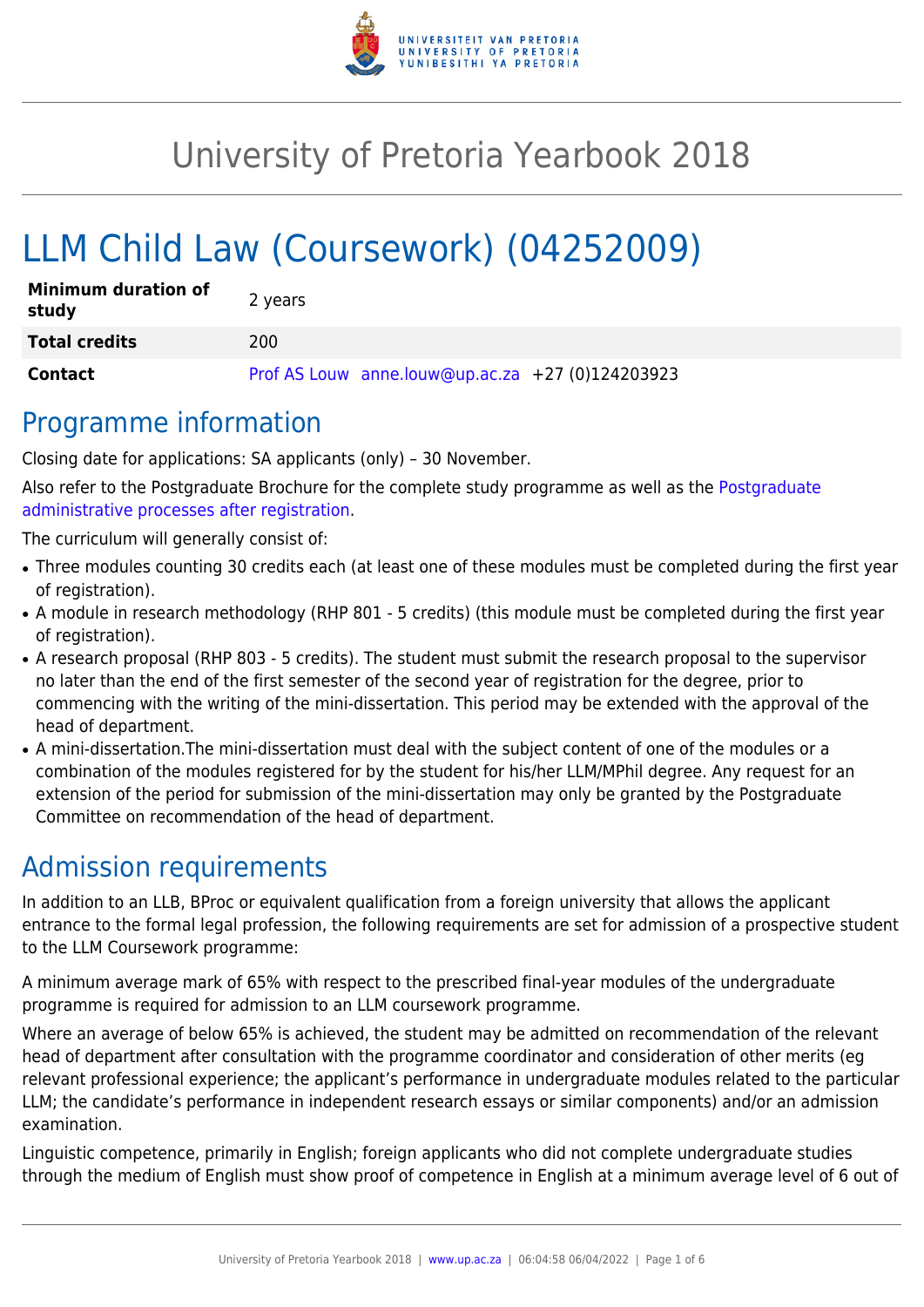# University of Pretoria Yearbook 2018

# LLM Child Law (Coursework) (04252009)

| | |
|---|---|
| **Minimum duration of study** | 2 years |
| **Total credits** | 200 |
| **Contact** | Prof AS Louw anne.louw@up.ac.za +27 (0)124203923 |

## Programme information

Closing date for applications: SA applicants (only) – 30 November.

Also refer to the Postgraduate Brochure for the complete study programme as well as the Postgraduate administrative processes after registration.

The curriculum will generally consist of:

- Three modules counting 30 credits each (at least one of these modules must be completed during the first year of registration).
- A module in research methodology (RHP 801 - 5 credits) (this module must be completed during the first year of registration).
- A research proposal (RHP 803 - 5 credits). The student must submit the research proposal to the supervisor no later than the end of the first semester of the second year of registration for the degree, prior to commencing with the writing of the mini-dissertation. This period may be extended with the approval of the head of department.
- A mini-dissertation.The mini-dissertation must deal with the subject content of one of the modules or a combination of the modules registered for by the student for his/her LLM/MPhil degree. Any request for an extension of the period for submission of the mini-dissertation may only be granted by the Postgraduate Committee on recommendation of the head of department.

## Admission requirements

In addition to an LLB, BProc or equivalent qualification from a foreign university that allows the applicant entrance to the formal legal profession, the following requirements are set for admission of a prospective student to the LLM Coursework programme:

A minimum average mark of 65% with respect to the prescribed final-year modules of the undergraduate programme is required for admission to an LLM coursework programme.

Where an average of below 65% is achieved, the student may be admitted on recommendation of the relevant head of department after consultation with the programme coordinator and consideration of other merits (eg relevant professional experience; the applicant's performance in undergraduate modules related to the particular LLM; the candidate's performance in independent research essays or similar components) and/or an admission examination.

Linguistic competence, primarily in English; foreign applicants who did not complete undergraduate studies through the medium of English must show proof of competence in English at a minimum average level of 6 out of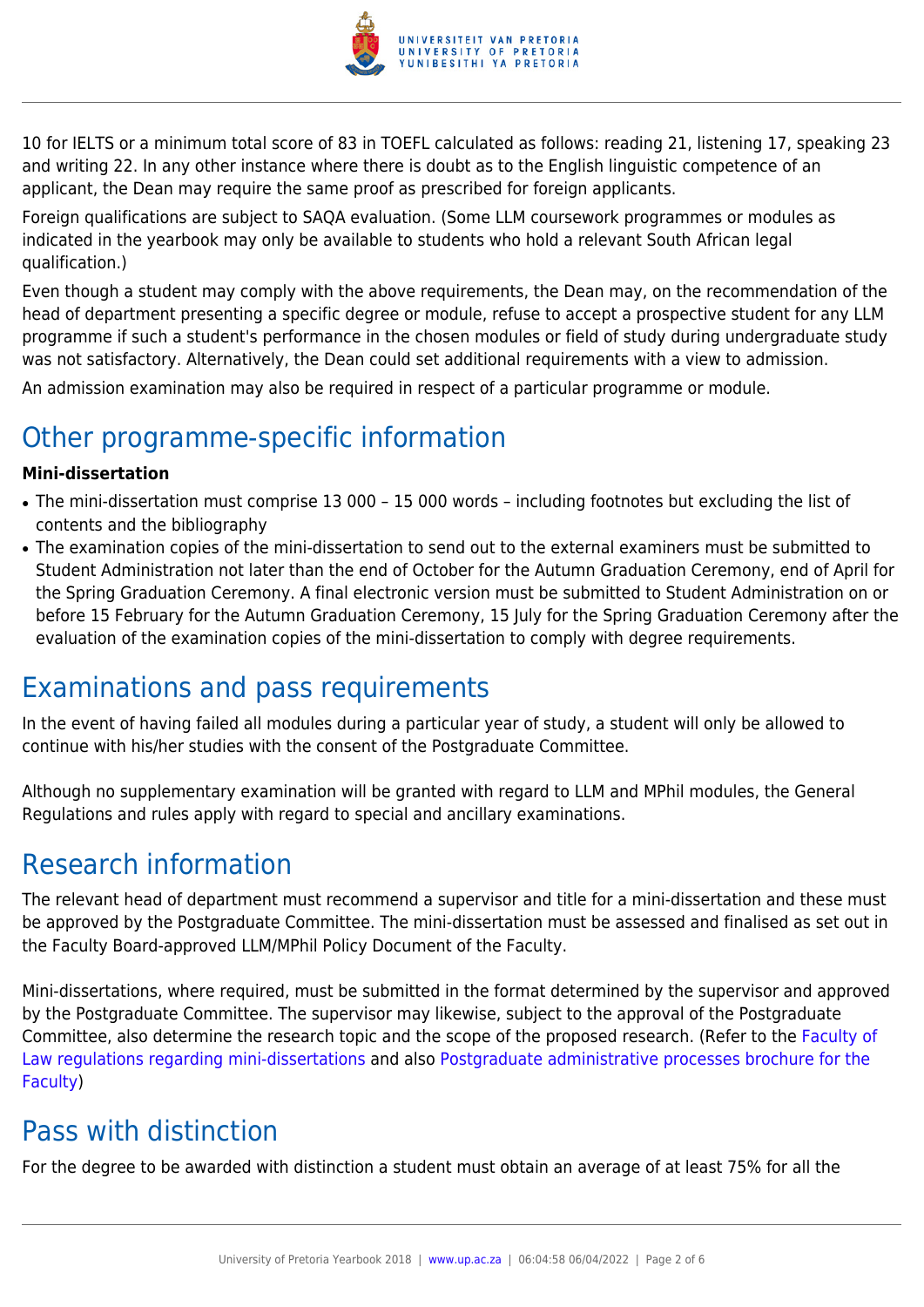10 for IELTS or a minimum total score of 83 in TOEFL calculated as follows: reading 21, listening 17, speaking 23 and writing 22. In any other instance where there is doubt as to the English linguistic competence of an applicant, the Dean may require the same proof as prescribed for foreign applicants.

Foreign qualifications are subject to SAQA evaluation. (Some LLM coursework programmes or modules as indicated in the yearbook may only be available to students who hold a relevant South African legal qualification.)

Even though a student may comply with the above requirements, the Dean may, on the recommendation of the head of department presenting a specific degree or module, refuse to accept a prospective student for any LLM programme if such a student's performance in the chosen modules or field of study during undergraduate study was not satisfactory. Alternatively, the Dean could set additional requirements with a view to admission.

An admission examination may also be required in respect of a particular programme or module.

# Other programme-specific information

**Mini-dissertation**

- The mini-dissertation must comprise 13 000 – 15 000 words – including footnotes but excluding the list of contents and the bibliography
- The examination copies of the mini-dissertation to send out to the external examiners must be submitted to Student Administration not later than the end of October for the Autumn Graduation Ceremony, end of April for the Spring Graduation Ceremony. A final electronic version must be submitted to Student Administration on or before 15 February for the Autumn Graduation Ceremony, 15 July for the Spring Graduation Ceremony after the evaluation of the examination copies of the mini-dissertation to comply with degree requirements.

# Examinations and pass requirements

In the event of having failed all modules during a particular year of study, a student will only be allowed to continue with his/her studies with the consent of the Postgraduate Committee.

Although no supplementary examination will be granted with regard to LLM and MPhil modules, the General Regulations and rules apply with regard to special and ancillary examinations.

# Research information

The relevant head of department must recommend a supervisor and title for a mini-dissertation and these must be approved by the Postgraduate Committee. The mini-dissertation must be assessed and finalised as set out in the Faculty Board-approved LLM/MPhil Policy Document of the Faculty.

Mini-dissertations, where required, must be submitted in the format determined by the supervisor and approved by the Postgraduate Committee. The supervisor may likewise, subject to the approval of the Postgraduate Committee, also determine the research topic and the scope of the proposed research. (Refer to the Faculty of Law regulations regarding mini-dissertations and also Postgraduate administrative processes brochure for the Faculty)

# Pass with distinction

For the degree to be awarded with distinction a student must obtain an average of at least 75% for all the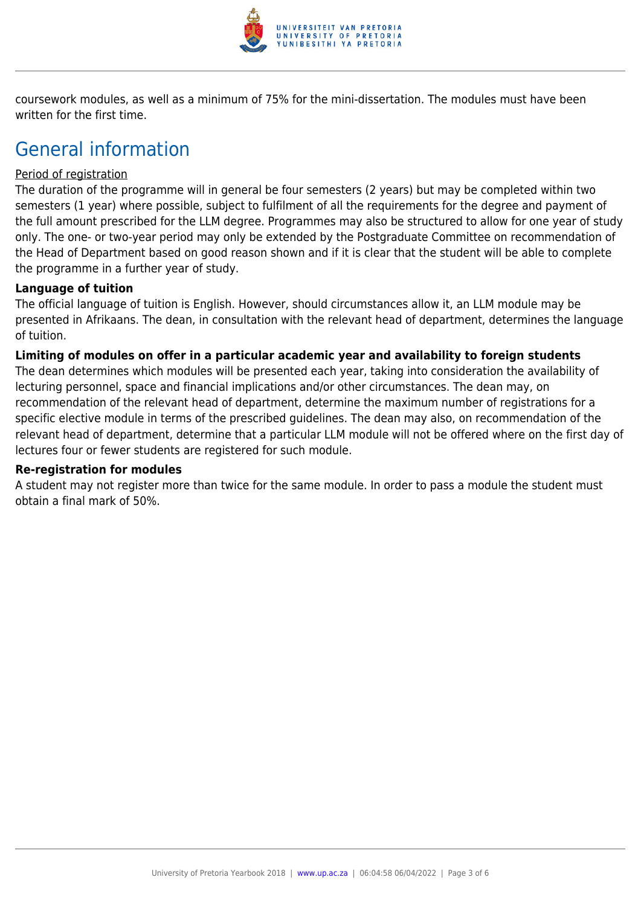coursework modules, as well as a minimum of 75% for the mini-dissertation. The modules must have been written for the first time.

## General information

Period of registration

The duration of the programme will in general be four semesters (2 years) but may be completed within two semesters (1 year) where possible, subject to fulfilment of all the requirements for the degree and payment of the full amount prescribed for the LLM degree. Programmes may also be structured to allow for one year of study only. The one- or two-year period may only be extended by the Postgraduate Committee on recommendation of the Head of Department based on good reason shown and if it is clear that the student will be able to complete the programme in a further year of study.

**Language of tuition**

The official language of tuition is English. However, should circumstances allow it, an LLM module may be presented in Afrikaans. The dean, in consultation with the relevant head of department, determines the language of tuition.

**Limiting of modules on offer in a particular academic year and availability to foreign students**

The dean determines which modules will be presented each year, taking into consideration the availability of lecturing personnel, space and financial implications and/or other circumstances. The dean may, on recommendation of the relevant head of department, determine the maximum number of registrations for a specific elective module in terms of the prescribed guidelines. The dean may also, on recommendation of the relevant head of department, determine that a particular LLM module will not be offered where on the first day of lectures four or fewer students are registered for such module.

**Re-registration for modules**

A student may not register more than twice for the same module. In order to pass a module the student must obtain a final mark of 50%.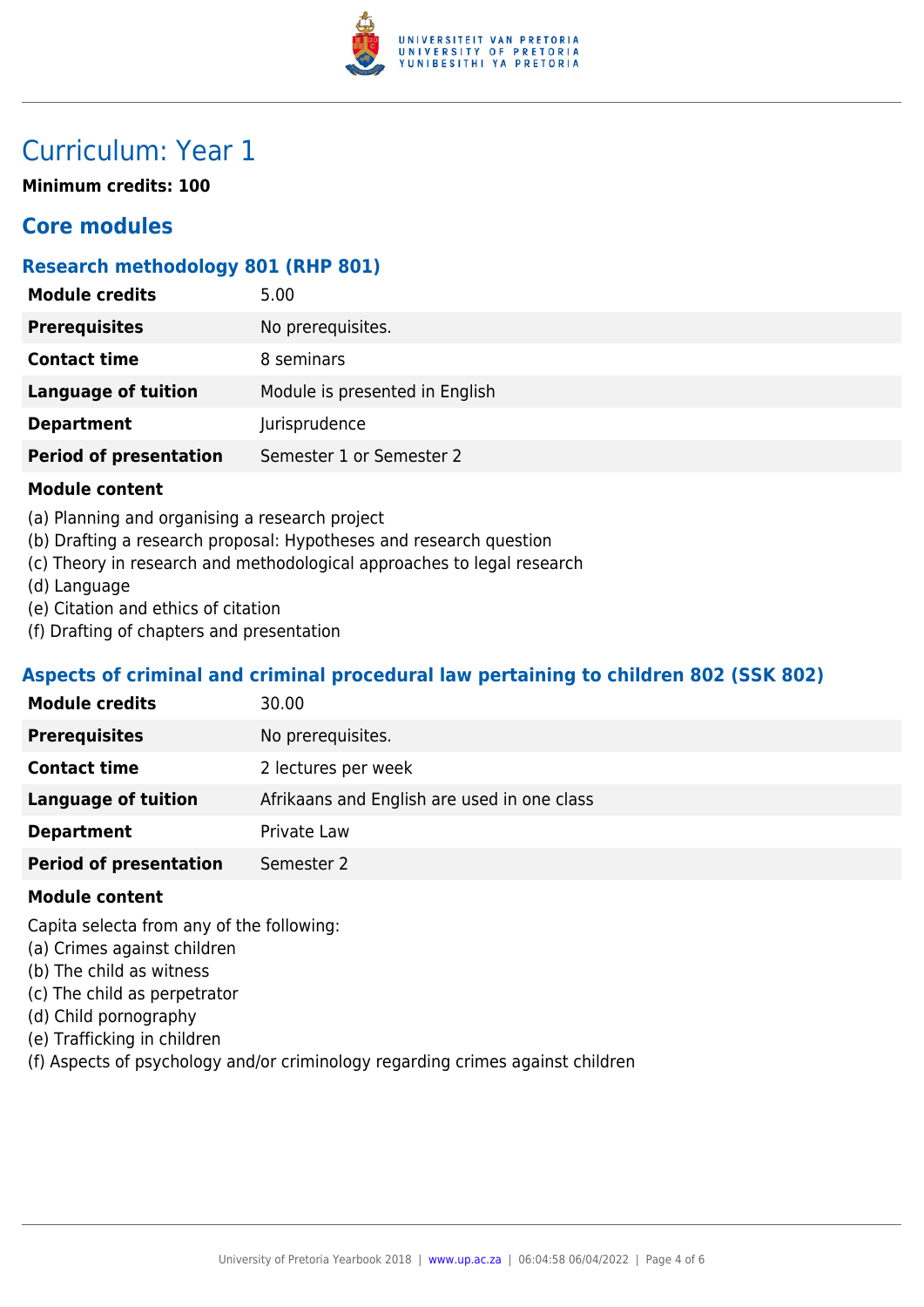# Curriculum: Year 1

**Minimum credits: 100**

## Core modules

### Research methodology 801 (RHP 801)

| | |
|---|---|
| **Module credits** | 5.00 |
| **Prerequisites** | No prerequisites. |
| **Contact time** | 8 seminars |
| **Language of tuition** | Module is presented in English |
| **Department** | Jurisprudence |
| **Period of presentation** | Semester 1 or Semester 2 |

**Module content**

(a) Planning and organising a research project
(b) Drafting a research proposal: Hypotheses and research question
(c) Theory in research and methodological approaches to legal research
(d) Language
(e) Citation and ethics of citation
(f) Drafting of chapters and presentation

### Aspects of criminal and criminal procedural law pertaining to children 802 (SSK 802)

| | |
|---|---|
| **Module credits** | 30.00 |
| **Prerequisites** | No prerequisites. |
| **Contact time** | 2 lectures per week |
| **Language of tuition** | Afrikaans and English are used in one class |
| **Department** | Private Law |
| **Period of presentation** | Semester 2 |

**Module content**

Capita selecta from any of the following:
(a) Crimes against children
(b) The child as witness
(c) The child as perpetrator
(d) Child pornography
(e) Trafficking in children
(f) Aspects of psychology and/or criminology regarding crimes against children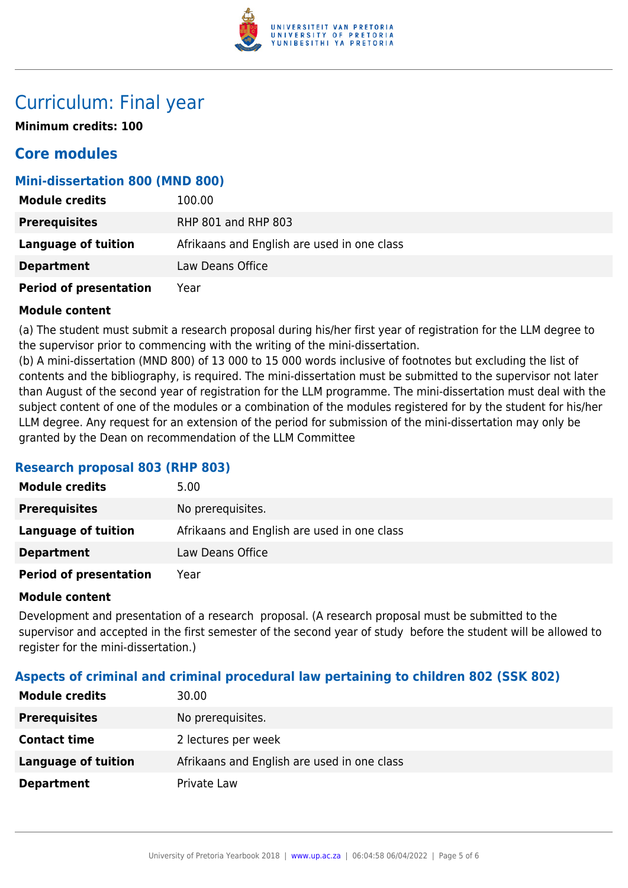# Curriculum: Final year

**Minimum credits: 100**

## Core modules

### Mini-dissertation 800 (MND 800)

| | |
|---|---|
| **Module credits** | 100.00 |
| **Prerequisites** | RHP 801 and RHP 803 |
| **Language of tuition** | Afrikaans and English are used in one class |
| **Department** | Law Deans Office |
| **Period of presentation** | Year |

**Module content**

(a) The student must submit a research proposal during his/her first year of registration for the LLM degree to the supervisor prior to commencing with the writing of the mini-dissertation.
(b) A mini-dissertation (MND 800) of 13 000 to 15 000 words inclusive of footnotes but excluding the list of contents and the bibliography, is required. The mini-dissertation must be submitted to the supervisor not later than August of the second year of registration for the LLM programme. The mini-dissertation must deal with the subject content of one of the modules or a combination of the modules registered for by the student for his/her LLM degree. Any request for an extension of the period for submission of the mini-dissertation may only be granted by the Dean on recommendation of the LLM Committee

### Research proposal 803 (RHP 803)

| | |
|---|---|
| **Module credits** | 5.00 |
| **Prerequisites** | No prerequisites. |
| **Language of tuition** | Afrikaans and English are used in one class |
| **Department** | Law Deans Office |
| **Period of presentation** | Year |

**Module content**

Development and presentation of a research proposal. (A research proposal must be submitted to the supervisor and accepted in the first semester of the second year of study before the student will be allowed to register for the mini-dissertation.)

### Aspects of criminal and criminal procedural law pertaining to children 802 (SSK 802)

| | |
|---|---|
| **Module credits** | 30.00 |
| **Prerequisites** | No prerequisites. |
| **Contact time** | 2 lectures per week |
| **Language of tuition** | Afrikaans and English are used in one class |
| **Department** | Private Law |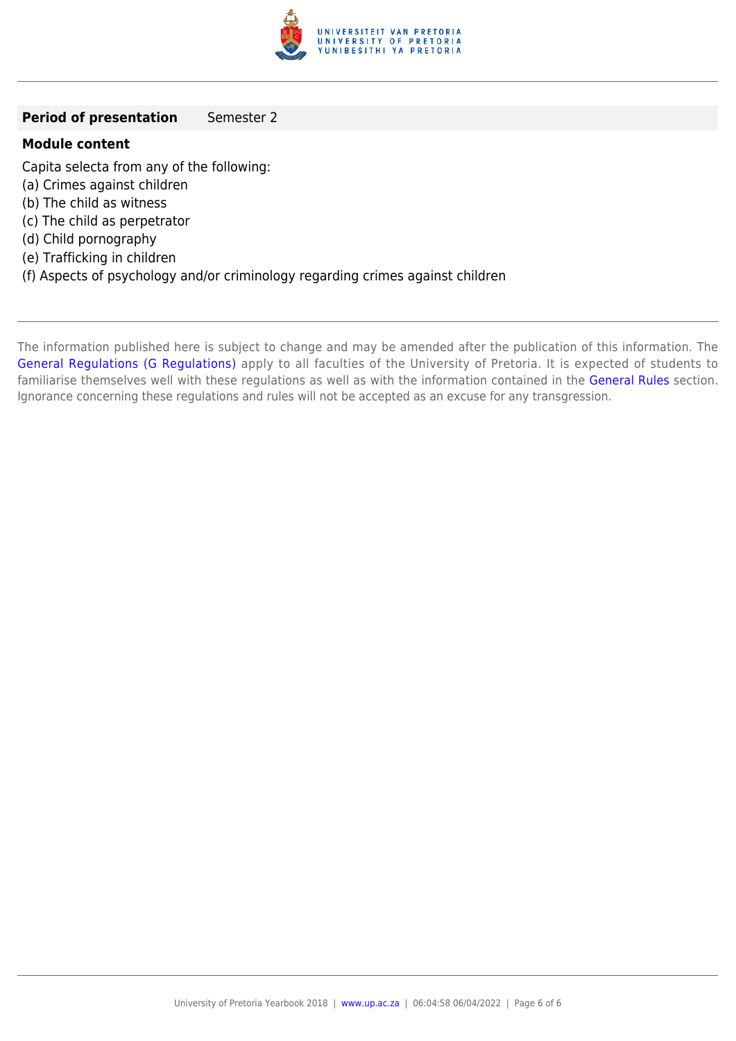**Period of presentation** Semester 2

**Module content**

Capita selecta from any of the following:
(a) Crimes against children
(b) The child as witness
(c) The child as perpetrator
(d) Child pornography
(e) Trafficking in children
(f) Aspects of psychology and/or criminology regarding crimes against children

---

The information published here is subject to change and may be amended after the publication of this information. The General Regulations (G Regulations) apply to all faculties of the University of Pretoria. It is expected of students to familiarise themselves well with these regulations as well as with the information contained in the General Rules section. Ignorance concerning these regulations and rules will not be accepted as an excuse for any transgression.